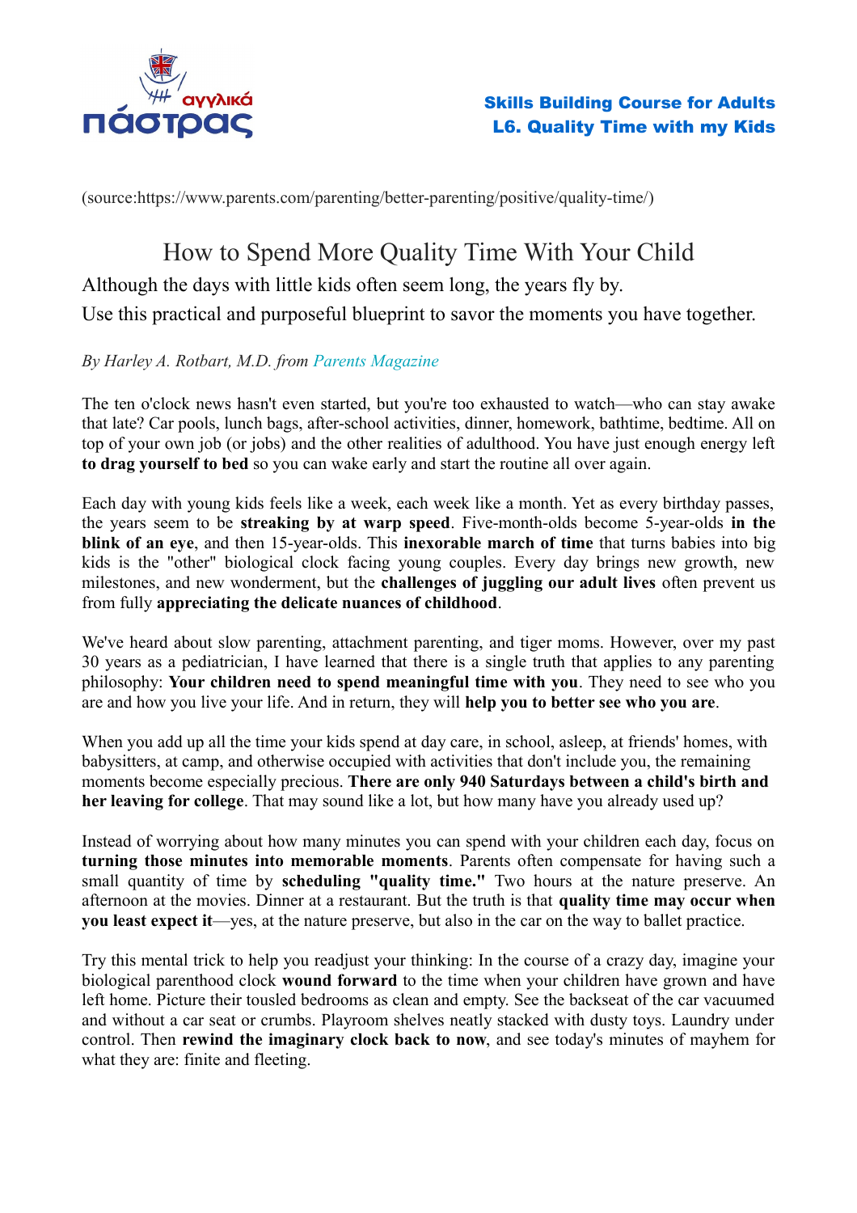**Skills Building Course for Adults**
**L6. Quality Time with my Kids**

(source:https://www.parents.com/parenting/better-parenting/positive/quality-time/)

# How to Spend More Quality Time With Your Child

Although the days with little kids often seem long, the years fly by.
Use this practical and purposeful blueprint to savor the moments you have together.

*By Harley A. Rotbart, M.D. from Parents Magazine*

The ten o'clock news hasn't even started, but you're too exhausted to watch—who can stay awake that late? Car pools, lunch bags, after-school activities, dinner, homework, bathtime, bedtime. All on top of your own job (or jobs) and the other realities of adulthood. You have just enough energy left **to drag yourself to bed** so you can wake early and start the routine all over again.

Each day with young kids feels like a week, each week like a month. Yet as every birthday passes, the years seem to be **streaking by at warp speed**. Five-month-olds become 5-year-olds **in the blink of an eye**, and then 15-year-olds. This **inexorable march of time** that turns babies into big kids is the "other" biological clock facing young couples. Every day brings new growth, new milestones, and new wonderment, but the **challenges of juggling our adult lives** often prevent us from fully **appreciating the delicate nuances of childhood**.

We've heard about slow parenting, attachment parenting, and tiger moms. However, over my past 30 years as a pediatrician, I have learned that there is a single truth that applies to any parenting philosophy: **Your children need to spend meaningful time with you**. They need to see who you are and how you live your life. And in return, they will **help you to better see who you are**.

When you add up all the time your kids spend at day care, in school, asleep, at friends' homes, with babysitters, at camp, and otherwise occupied with activities that don't include you, the remaining moments become especially precious. **There are only 940 Saturdays between a child's birth and her leaving for college**. That may sound like a lot, but how many have you already used up?

Instead of worrying about how many minutes you can spend with your children each day, focus on **turning those minutes into memorable moments**. Parents often compensate for having such a small quantity of time by **scheduling "quality time."** Two hours at the nature preserve. An afternoon at the movies. Dinner at a restaurant. But the truth is that **quality time may occur when you least expect it**—yes, at the nature preserve, but also in the car on the way to ballet practice.

Try this mental trick to help you readjust your thinking: In the course of a crazy day, imagine your biological parenthood clock **wound forward** to the time when your children have grown and have left home. Picture their tousled bedrooms as clean and empty. See the backseat of the car vacuumed and without a car seat or crumbs. Playroom shelves neatly stacked with dusty toys. Laundry under control. Then **rewind the imaginary clock back to now**, and see today's minutes of mayhem for what they are: finite and fleeting.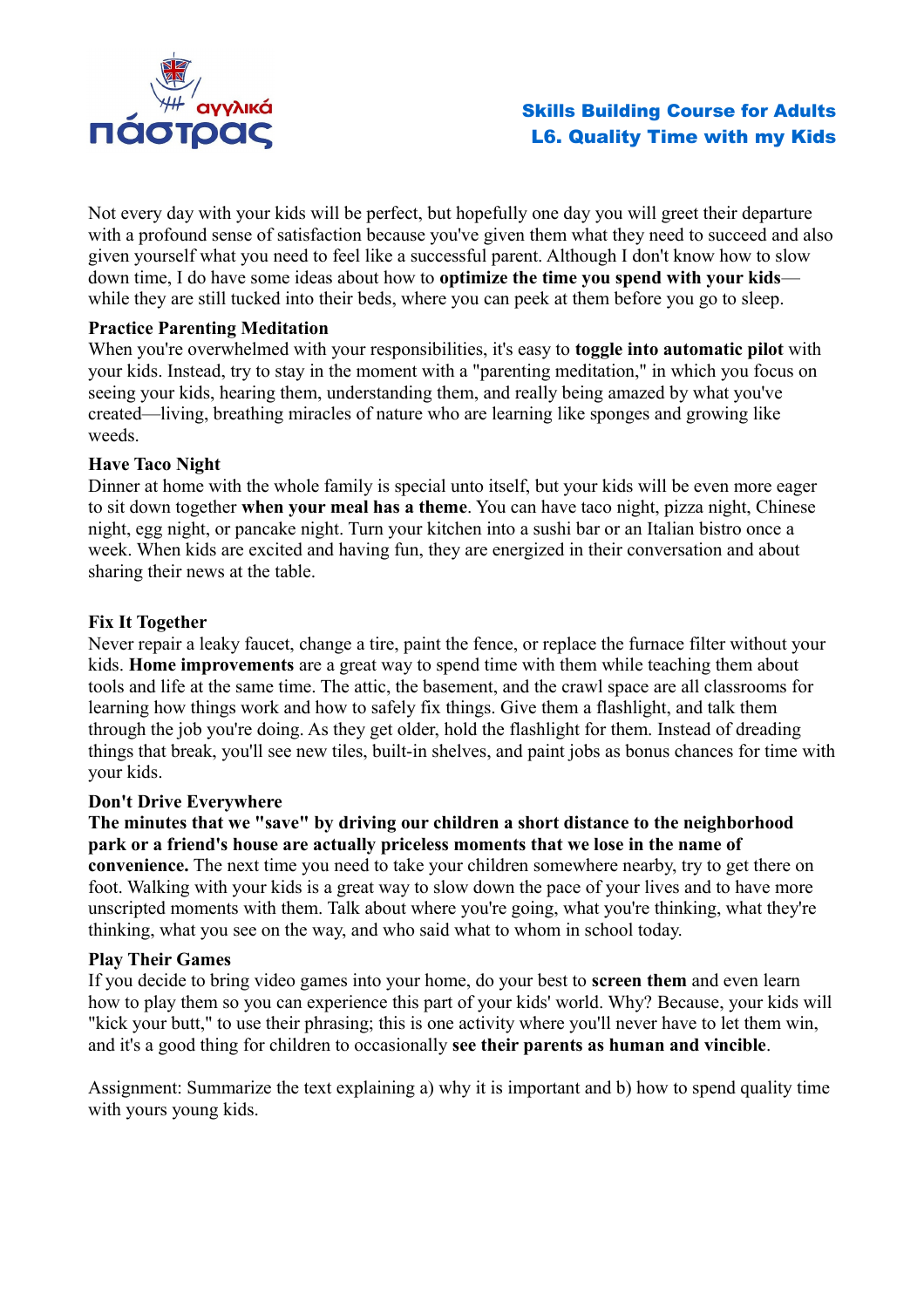Not every day with your kids will be perfect, but hopefully one day you will greet their departure with a profound sense of satisfaction because you've given them what they need to succeed and also given yourself what you need to feel like a successful parent. Although I don't know how to slow down time, I do have some ideas about how to **optimize the time you spend with your kids**—while they are still tucked into their beds, where you can peek at them before you go to sleep.

**Practice Parenting Meditation**

When you're overwhelmed with your responsibilities, it's easy to **toggle into automatic pilot** with your kids. Instead, try to stay in the moment with a "parenting meditation," in which you focus on seeing your kids, hearing them, understanding them, and really being amazed by what you've created—living, breathing miracles of nature who are learning like sponges and growing like weeds.

**Have Taco Night**

Dinner at home with the whole family is special unto itself, but your kids will be even more eager to sit down together **when your meal has a theme**. You can have taco night, pizza night, Chinese night, egg night, or pancake night. Turn your kitchen into a sushi bar or an Italian bistro once a week. When kids are excited and having fun, they are energized in their conversation and about sharing their news at the table.

**Fix It Together**

Never repair a leaky faucet, change a tire, paint the fence, or replace the furnace filter without your kids. **Home improvements** are a great way to spend time with them while teaching them about tools and life at the same time. The attic, the basement, and the crawl space are all classrooms for learning how things work and how to safely fix things. Give them a flashlight, and talk them through the job you're doing. As they get older, hold the flashlight for them. Instead of dreading things that break, you'll see new tiles, built-in shelves, and paint jobs as bonus chances for time with your kids.

**Don't Drive Everywhere**

**The minutes that we "save" by driving our children a short distance to the neighborhood park or a friend's house are actually priceless moments that we lose in the name of convenience.** The next time you need to take your children somewhere nearby, try to get there on foot. Walking with your kids is a great way to slow down the pace of your lives and to have more unscripted moments with them. Talk about where you're going, what you're thinking, what they're thinking, what you see on the way, and who said what to whom in school today.

**Play Their Games**

If you decide to bring video games into your home, do your best to **screen them** and even learn how to play them so you can experience this part of your kids' world. Why? Because, your kids will "kick your butt," to use their phrasing; this is one activity where you'll never have to let them win, and it's a good thing for children to occasionally **see their parents as human and vincible**.

Assignment: Summarize the text explaining a) why it is important and b) how to spend quality time with yours young kids.